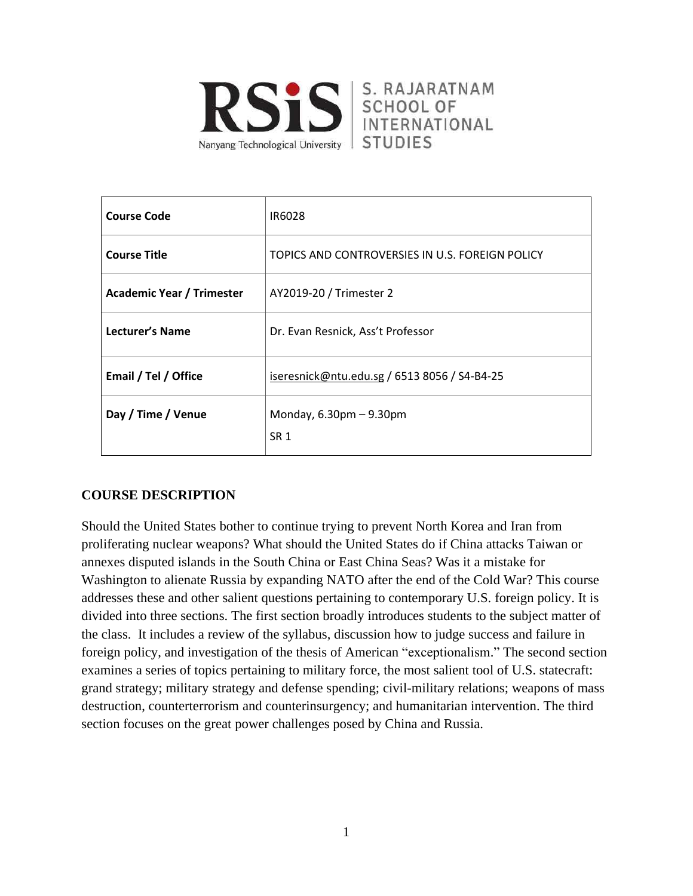RSiS | S. RAJARATNAM SCHOOL OF INTERNATIONAL STUDIES
Nanyang Technological University

| | |
|---|---|
| **Course Code** | IR6028 |
| **Course Title** | TOPICS AND CONTROVERSIES IN U.S. FOREIGN POLICY |
| **Academic Year / Trimester** | AY2019-20 / Trimester 2 |
| **Lecturer's Name** | Dr. Evan Resnick, Ass't Professor |
| **Email / Tel / Office** | iseresnick@ntu.edu.sg / 6513 8056 / S4-B4-25 |
| **Day / Time / Venue** | Monday, 6.30pm – 9.30pm<br>SR 1 |

## COURSE DESCRIPTION

Should the United States bother to continue trying to prevent North Korea and Iran from proliferating nuclear weapons? What should the United States do if China attacks Taiwan or annexes disputed islands in the South China or East China Seas? Was it a mistake for Washington to alienate Russia by expanding NATO after the end of the Cold War? This course addresses these and other salient questions pertaining to contemporary U.S. foreign policy. It is divided into three sections. The first section broadly introduces students to the subject matter of the class. It includes a review of the syllabus, discussion how to judge success and failure in foreign policy, and investigation of the thesis of American "exceptionalism." The second section examines a series of topics pertaining to military force, the most salient tool of U.S. statecraft: grand strategy; military strategy and defense spending; civil-military relations; weapons of mass destruction, counterterrorism and counterinsurgency; and humanitarian intervention. The third section focuses on the great power challenges posed by China and Russia.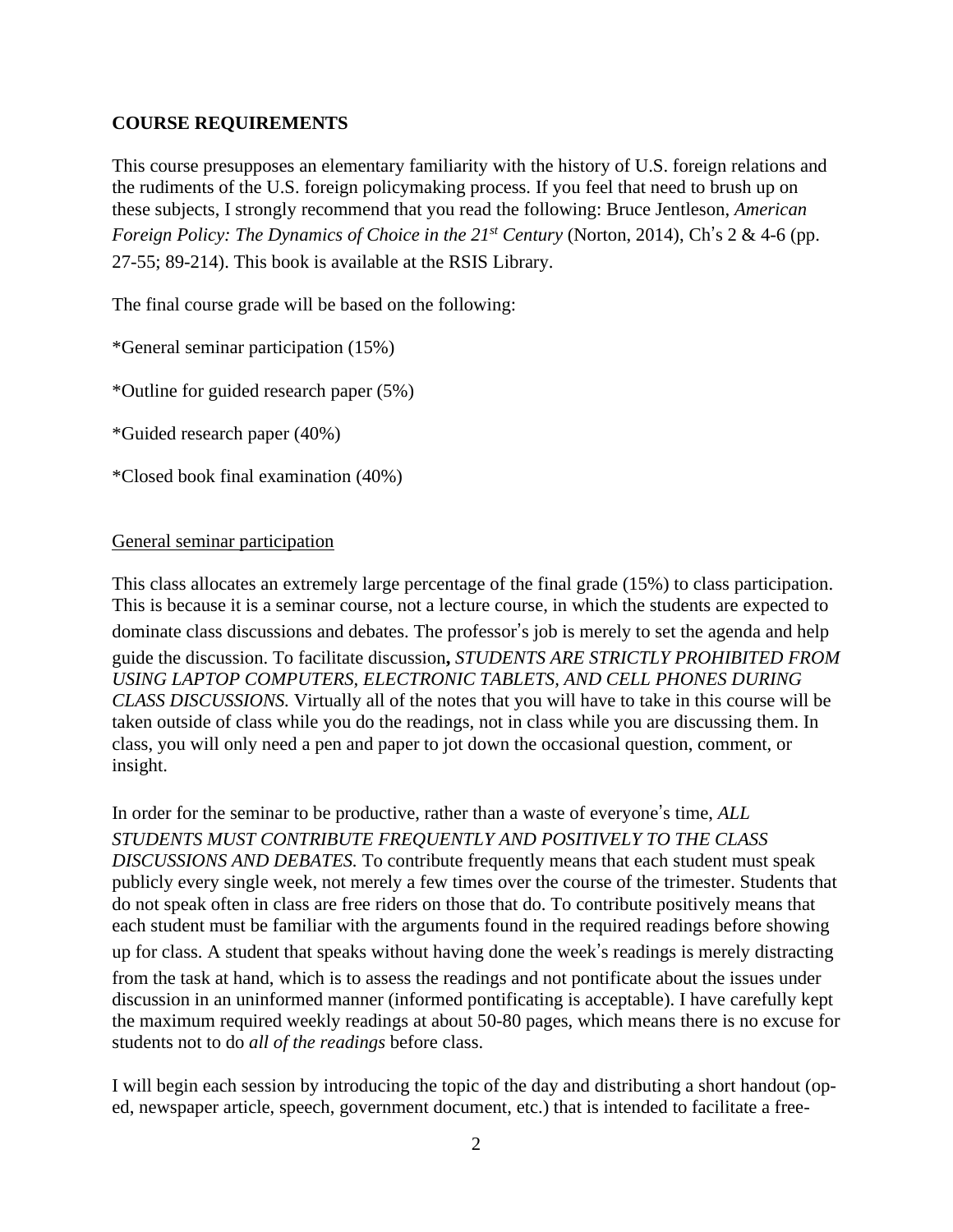**COURSE REQUIREMENTS**

This course presupposes an elementary familiarity with the history of U.S. foreign relations and the rudiments of the U.S. foreign policymaking process. If you feel that need to brush up on these subjects, I strongly recommend that you read the following: Bruce Jentleson, *American Foreign Policy: The Dynamics of Choice in the 21st Century* (Norton, 2014), Ch's 2 & 4-6 (pp. 27-55; 89-214). This book is available at the RSIS Library.

The final course grade will be based on the following:

*General seminar participation (15%)

*Outline for guided research paper (5%)

*Guided research paper (40%)

*Closed book final examination (40%)

<u>General seminar participation</u>

This class allocates an extremely large percentage of the final grade (15%) to class participation. This is because it is a seminar course, not a lecture course, in which the students are expected to dominate class discussions and debates. The professor's job is merely to set the agenda and help guide the discussion. To facilitate discussion**,** *STUDENTS ARE STRICTLY PROHIBITED FROM USING LAPTOP COMPUTERS, ELECTRONIC TABLETS, AND CELL PHONES DURING CLASS DISCUSSIONS.* Virtually all of the notes that you will have to take in this course will be taken outside of class while you do the readings, not in class while you are discussing them. In class, you will only need a pen and paper to jot down the occasional question, comment, or insight.

In order for the seminar to be productive, rather than a waste of everyone's time, *ALL STUDENTS MUST CONTRIBUTE FREQUENTLY AND POSITIVELY TO THE CLASS DISCUSSIONS AND DEBATES.* To contribute frequently means that each student must speak publicly every single week, not merely a few times over the course of the trimester. Students that do not speak often in class are free riders on those that do. To contribute positively means that each student must be familiar with the arguments found in the required readings before showing up for class. A student that speaks without having done the week's readings is merely distracting from the task at hand, which is to assess the readings and not pontificate about the issues under discussion in an uninformed manner (informed pontificating is acceptable). I have carefully kept the maximum required weekly readings at about 50-80 pages, which means there is no excuse for students not to do *all of the readings* before class.

I will begin each session by introducing the topic of the day and distributing a short handout (op-ed, newspaper article, speech, government document, etc.) that is intended to facilitate a free-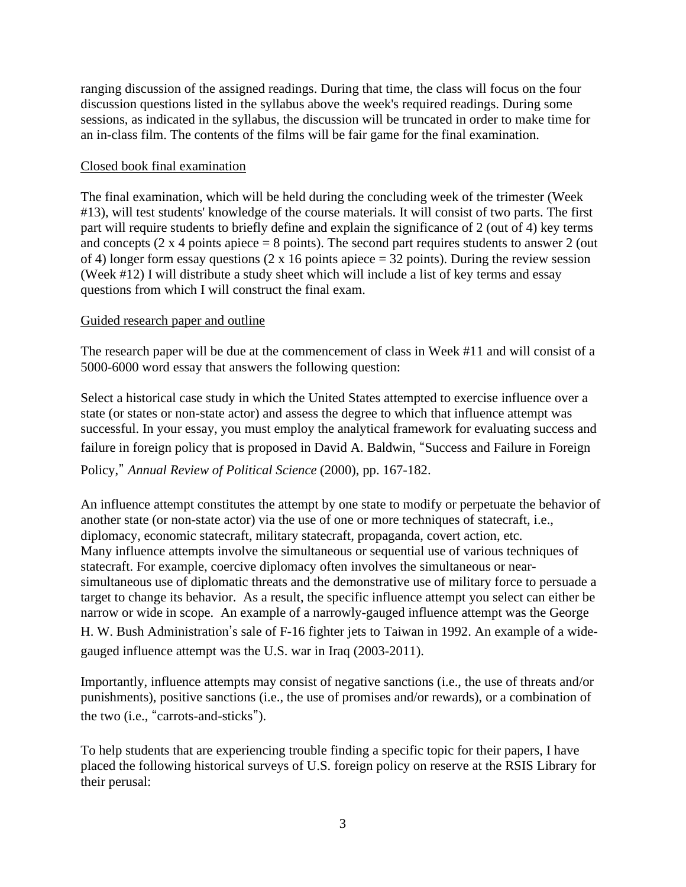ranging discussion of the assigned readings. During that time, the class will focus on the four discussion questions listed in the syllabus above the week's required readings. During some sessions, as indicated in the syllabus, the discussion will be truncated in order to make time for an in-class film. The contents of the films will be fair game for the final examination.

Closed book final examination

The final examination, which will be held during the concluding week of the trimester (Week #13), will test students' knowledge of the course materials. It will consist of two parts. The first part will require students to briefly define and explain the significance of 2 (out of 4) key terms and concepts (2 x 4 points apiece = 8 points). The second part requires students to answer 2 (out of 4) longer form essay questions (2 x 16 points apiece = 32 points). During the review session (Week #12) I will distribute a study sheet which will include a list of key terms and essay questions from which I will construct the final exam.

Guided research paper and outline

The research paper will be due at the commencement of class in Week #11 and will consist of a 5000-6000 word essay that answers the following question:

Select a historical case study in which the United States attempted to exercise influence over a state (or states or non-state actor) and assess the degree to which that influence attempt was successful. In your essay, you must employ the analytical framework for evaluating success and failure in foreign policy that is proposed in David A. Baldwin, "Success and Failure in Foreign Policy," *Annual Review of Political Science* (2000), pp. 167-182.

An influence attempt constitutes the attempt by one state to modify or perpetuate the behavior of another state (or non-state actor) via the use of one or more techniques of statecraft, i.e., diplomacy, economic statecraft, military statecraft, propaganda, covert action, etc. Many influence attempts involve the simultaneous or sequential use of various techniques of statecraft. For example, coercive diplomacy often involves the simultaneous or near-simultaneous use of diplomatic threats and the demonstrative use of military force to persuade a target to change its behavior. As a result, the specific influence attempt you select can either be narrow or wide in scope. An example of a narrowly-gauged influence attempt was the George H. W. Bush Administration's sale of F-16 fighter jets to Taiwan in 1992. An example of a wide-gauged influence attempt was the U.S. war in Iraq (2003-2011).

Importantly, influence attempts may consist of negative sanctions (i.e., the use of threats and/or punishments), positive sanctions (i.e., the use of promises and/or rewards), or a combination of the two (i.e., "carrots-and-sticks").

To help students that are experiencing trouble finding a specific topic for their papers, I have placed the following historical surveys of U.S. foreign policy on reserve at the RSIS Library for their perusal: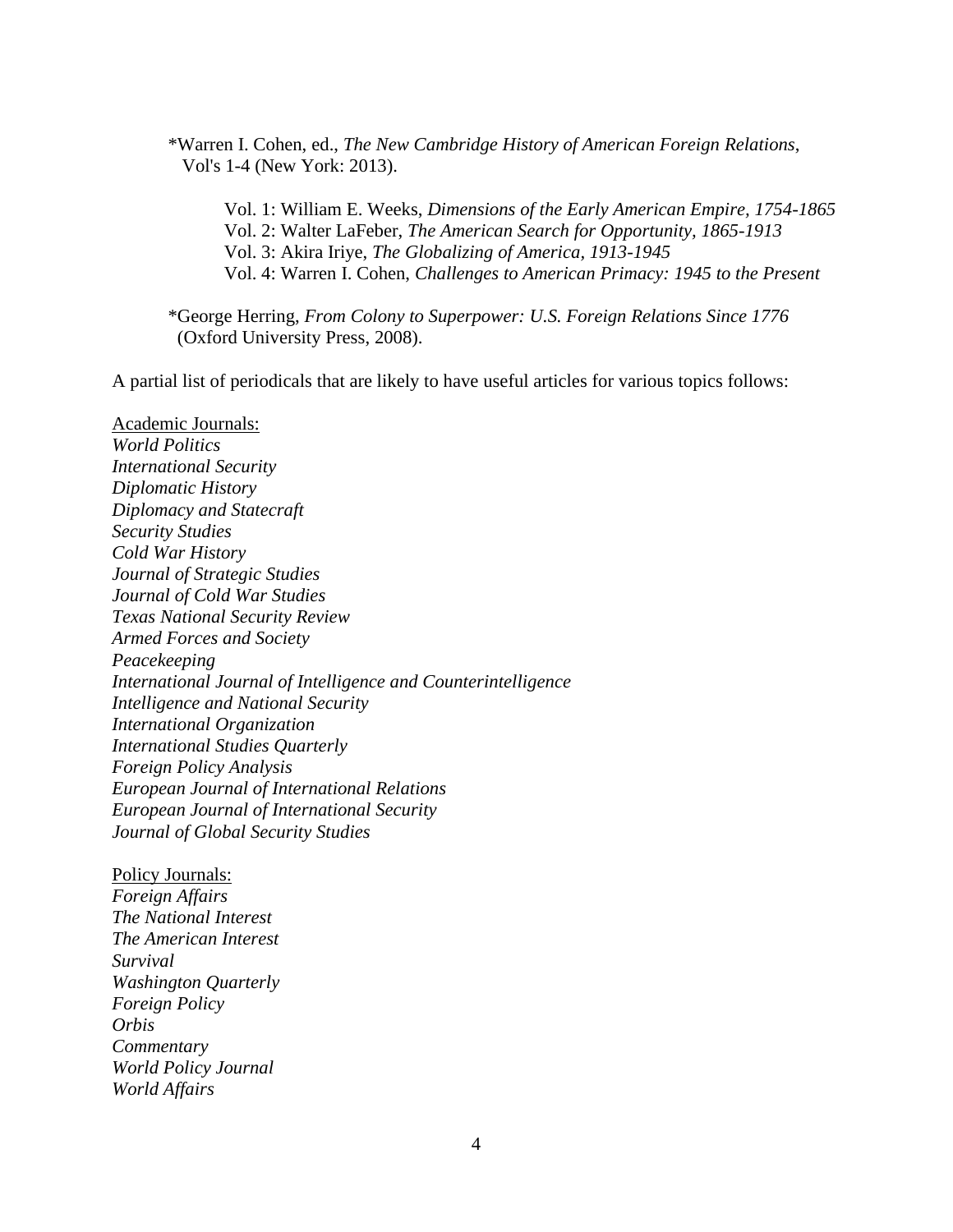*Warren I. Cohen, ed., *The New Cambridge History of American Foreign Relations*, Vol's 1-4 (New York: 2013).

Vol. 1: William E. Weeks, *Dimensions of the Early American Empire, 1754-1865*
Vol. 2: Walter LaFeber, *The American Search for Opportunity, 1865-1913*
Vol. 3: Akira Iriye, *The Globalizing of America, 1913-1945*
Vol. 4: Warren I. Cohen, *Challenges to American Primacy: 1945 to the Present*

*George Herring, *From Colony to Superpower: U.S. Foreign Relations Since 1776* (Oxford University Press, 2008).

A partial list of periodicals that are likely to have useful articles for various topics follows:

Academic Journals:
*World Politics*
*International Security*
*Diplomatic History*
*Diplomacy and Statecraft*
*Security Studies*
*Cold War History*
*Journal of Strategic Studies*
*Journal of Cold War Studies*
*Texas National Security Review*
*Armed Forces and Society*
*Peacekeeping*
*International Journal of Intelligence and Counterintelligence*
*Intelligence and National Security*
*International Organization*
*International Studies Quarterly*
*Foreign Policy Analysis*
*European Journal of International Relations*
*European Journal of International Security*
*Journal of Global Security Studies*

Policy Journals:
*Foreign Affairs*
*The National Interest*
*The American Interest*
*Survival*
*Washington Quarterly*
*Foreign Policy*
*Orbis*
*Commentary*
*World Policy Journal*
*World Affairs*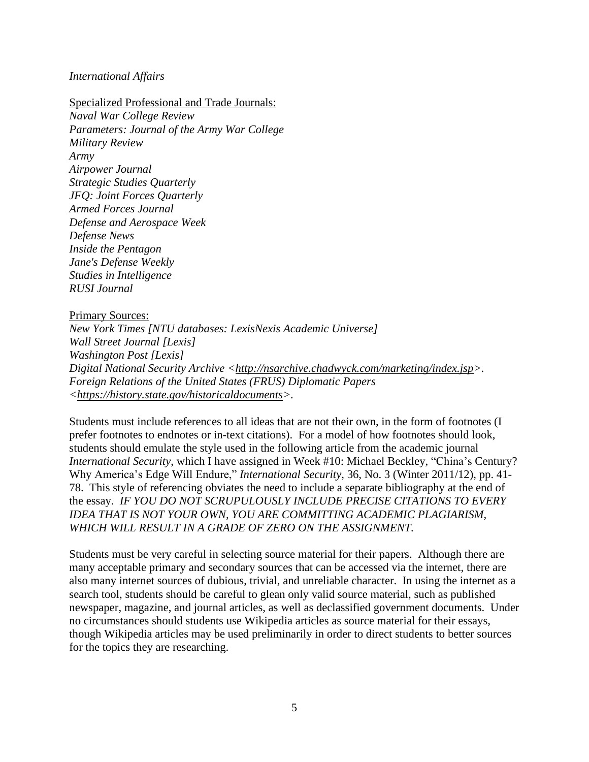*International Affairs*

<u>Specialized Professional and Trade Journals:</u>
*Naval War College Review*
*Parameters: Journal of the Army War College*
*Military Review*
*Army*
*Airpower Journal*
*Strategic Studies Quarterly*
*JFQ: Joint Forces Quarterly*
*Armed Forces Journal*
*Defense and Aerospace Week*
*Defense News*
*Inside the Pentagon*
*Jane's Defense Weekly*
*Studies in Intelligence*
*RUSI Journal*

<u>Primary Sources:</u>
*New York Times [NTU databases: LexisNexis Academic Universe]*
*Wall Street Journal [Lexis]*
*Washington Post [Lexis]*
*Digital National Security Archive <http://nsarchive.chadwyck.com/marketing/index.jsp>.*
*Foreign Relations of the United States (FRUS) Diplomatic Papers <https://history.state.gov/historicaldocuments>.*

Students must include references to all ideas that are not their own, in the form of footnotes (I prefer footnotes to endnotes or in-text citations). For a model of how footnotes should look, students should emulate the style used in the following article from the academic journal *International Security*, which I have assigned in Week #10: Michael Beckley, "China's Century? Why America's Edge Will Endure," *International Security*, 36, No. 3 (Winter 2011/12), pp. 41-78. This style of referencing obviates the need to include a separate bibliography at the end of the essay. *IF YOU DO NOT SCRUPULOUSLY INCLUDE PRECISE CITATIONS TO EVERY IDEA THAT IS NOT YOUR OWN, YOU ARE COMMITTING ACADEMIC PLAGIARISM, WHICH WILL RESULT IN A GRADE OF ZERO ON THE ASSIGNMENT.*

Students must be very careful in selecting source material for their papers. Although there are many acceptable primary and secondary sources that can be accessed via the internet, there are also many internet sources of dubious, trivial, and unreliable character. In using the internet as a search tool, students should be careful to glean only valid source material, such as published newspaper, magazine, and journal articles, as well as declassified government documents. Under no circumstances should students use Wikipedia articles as source material for their essays, though Wikipedia articles may be used preliminarily in order to direct students to better sources for the topics they are researching.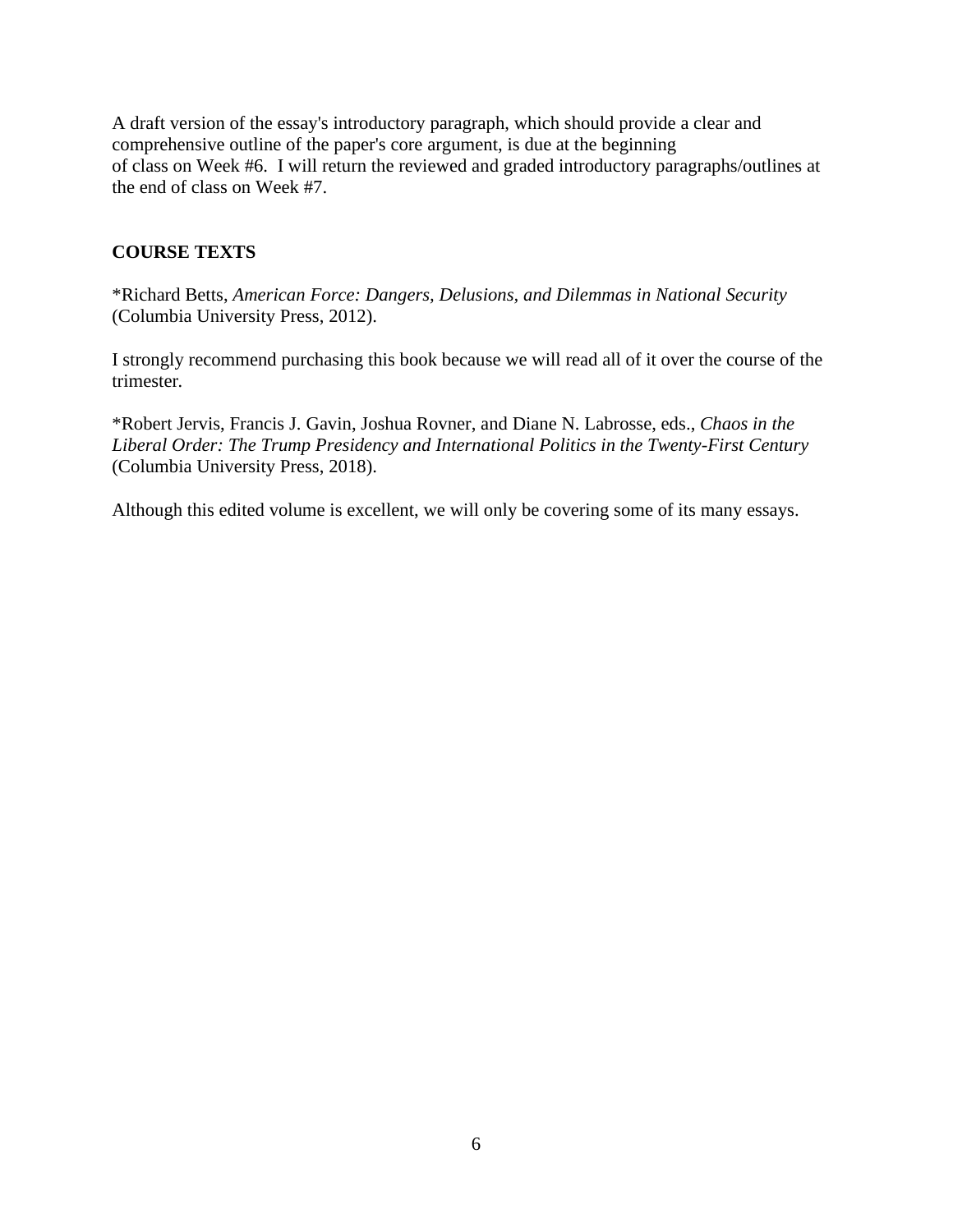A draft version of the essay's introductory paragraph, which should provide a clear and comprehensive outline of the paper's core argument, is due at the beginning of class on Week #6. I will return the reviewed and graded introductory paragraphs/outlines at the end of class on Week #7.

**COURSE TEXTS**

*Richard Betts, *American Force: Dangers, Delusions, and Dilemmas in National Security* (Columbia University Press, 2012).

I strongly recommend purchasing this book because we will read all of it over the course of the trimester.

*Robert Jervis, Francis J. Gavin, Joshua Rovner, and Diane N. Labrosse, eds., *Chaos in the Liberal Order: The Trump Presidency and International Politics in the Twenty-First Century* (Columbia University Press, 2018).

Although this edited volume is excellent, we will only be covering some of its many essays.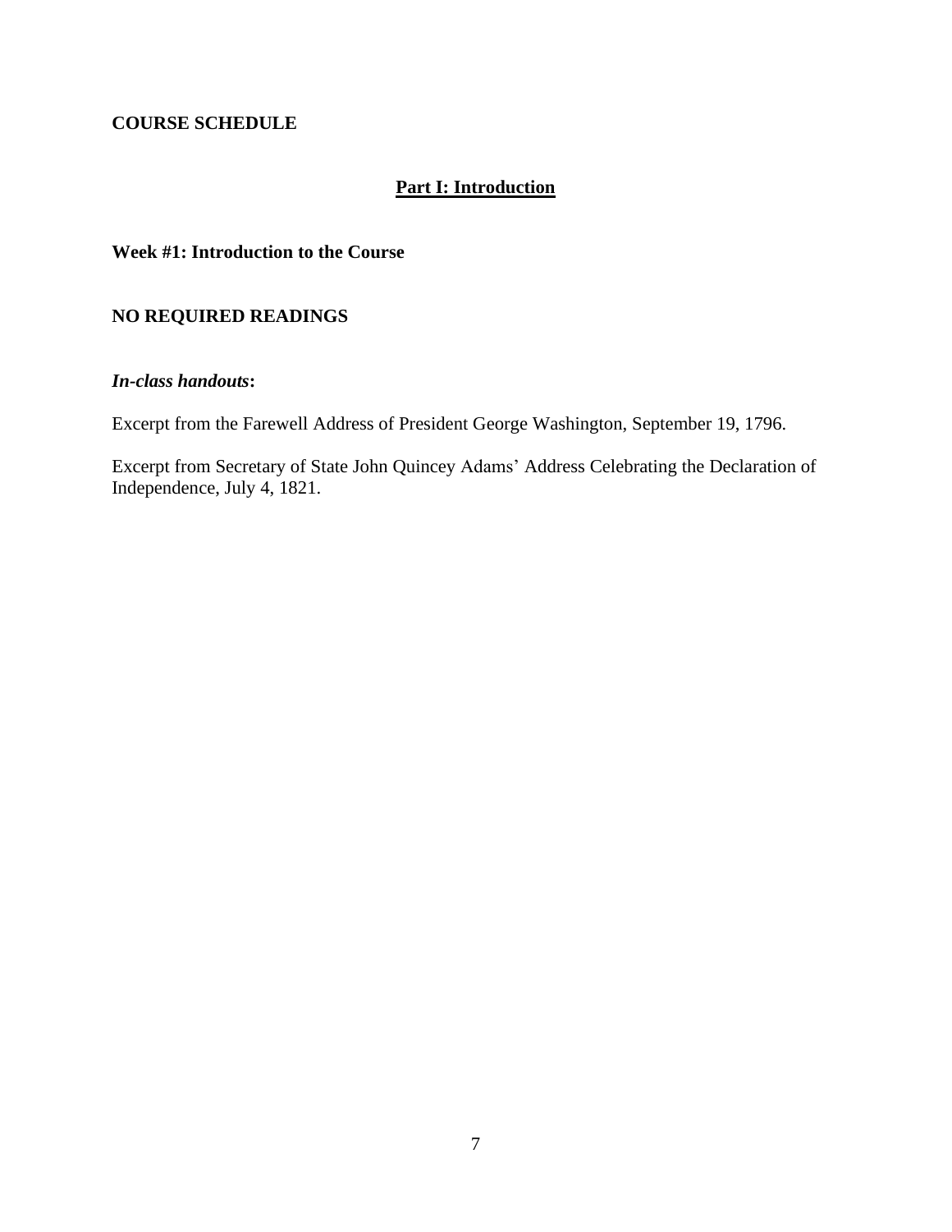**COURSE SCHEDULE**

## Part I: Introduction

### Week #1: Introduction to the Course

**NO REQUIRED READINGS**

***In-class handouts*:**

Excerpt from the Farewell Address of President George Washington, September 19, 1796.

Excerpt from Secretary of State John Quincey Adams' Address Celebrating the Declaration of Independence, July 4, 1821.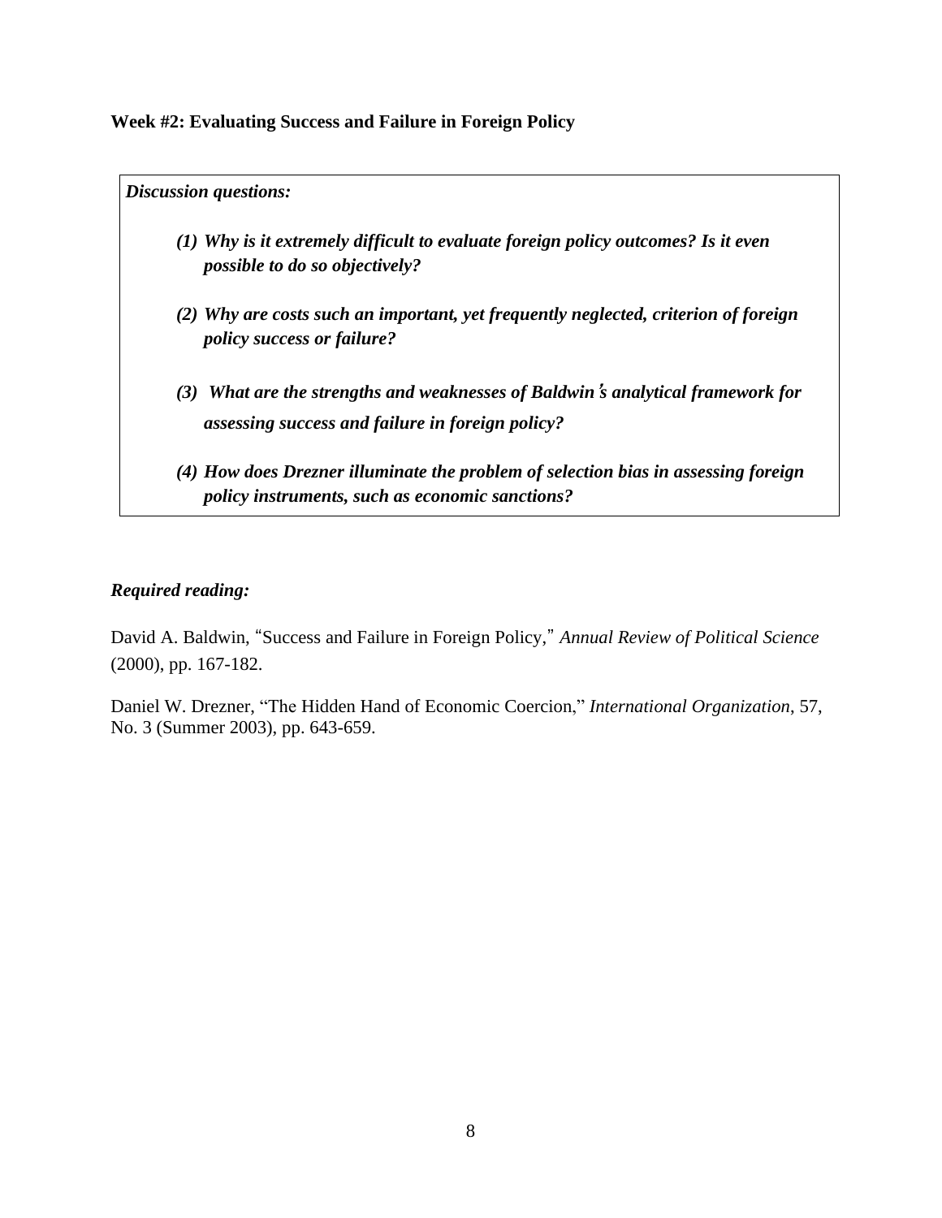**Week #2: Evaluating Success and Failure in Foreign Policy**

***Discussion questions:***

1. ***Why is it extremely difficult to evaluate foreign policy outcomes? Is it even possible to do so objectively?***
2. ***Why are costs such an important, yet frequently neglected, criterion of foreign policy success or failure?***
3. ***What are the strengths and weaknesses of Baldwin's analytical framework for assessing success and failure in foreign policy?***
4. ***How does Drezner illuminate the problem of selection bias in assessing foreign policy instruments, such as economic sanctions?***

***Required reading:***

David A. Baldwin, "Success and Failure in Foreign Policy," *Annual Review of Political Science* (2000), pp. 167-182.

Daniel W. Drezner, "The Hidden Hand of Economic Coercion," *International Organization*, 57, No. 3 (Summer 2003), pp. 643-659.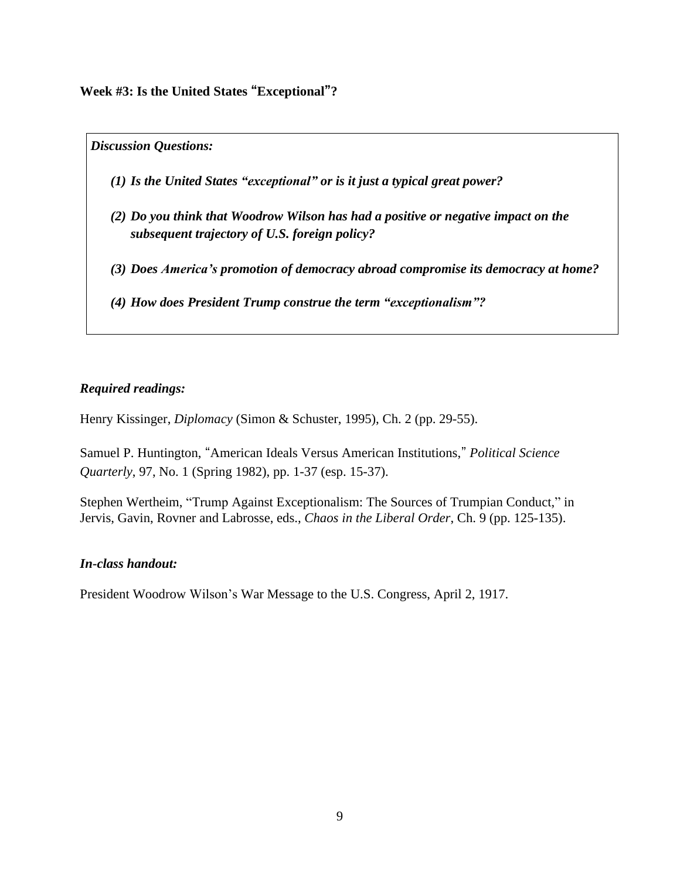**Week #3: Is the United States "Exceptional"?**

***Discussion Questions:***

1. ***Is the United States "exceptional" or is it just a typical great power?***
2. ***Do you think that Woodrow Wilson has had a positive or negative impact on the subsequent trajectory of U.S. foreign policy?***
3. ***Does America's promotion of democracy abroad compromise its democracy at home?***
4. ***How does President Trump construe the term "exceptionalism"?***

***Required readings:***

Henry Kissinger, *Diplomacy* (Simon & Schuster, 1995), Ch. 2 (pp. 29-55).

Samuel P. Huntington, "American Ideals Versus American Institutions," *Political Science Quarterly*, 97, No. 1 (Spring 1982), pp. 1-37 (esp. 15-37).

Stephen Wertheim, "Trump Against Exceptionalism: The Sources of Trumpian Conduct," in Jervis, Gavin, Rovner and Labrosse, eds., *Chaos in the Liberal Order*, Ch. 9 (pp. 125-135).

***In-class handout:***

President Woodrow Wilson's War Message to the U.S. Congress, April 2, 1917.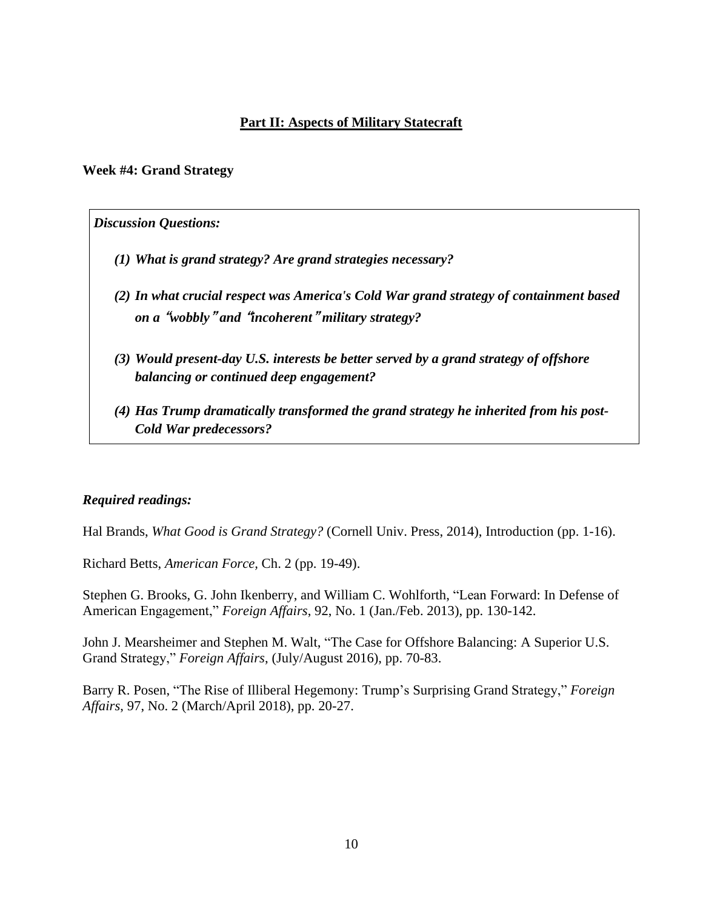## Part II: Aspects of Military Statecraft

### Week #4: Grand Strategy

***Discussion Questions:***

1. ***What is grand strategy? Are grand strategies necessary?***
2. ***In what crucial respect was America's Cold War grand strategy of containment based on a "wobbly" and "incoherent" military strategy?***
3. ***Would present-day U.S. interests be better served by a grand strategy of offshore balancing or continued deep engagement?***
4. ***Has Trump dramatically transformed the grand strategy he inherited from his post-Cold War predecessors?***

***Required readings:***

Hal Brands, *What Good is Grand Strategy?* (Cornell Univ. Press, 2014), Introduction (pp. 1-16).

Richard Betts, *American Force*, Ch. 2 (pp. 19-49).

Stephen G. Brooks, G. John Ikenberry, and William C. Wohlforth, "Lean Forward: In Defense of American Engagement," *Foreign Affairs*, 92, No. 1 (Jan./Feb. 2013), pp. 130-142.

John J. Mearsheimer and Stephen M. Walt, "The Case for Offshore Balancing: A Superior U.S. Grand Strategy," *Foreign Affairs*, (July/August 2016), pp. 70-83.

Barry R. Posen, "The Rise of Illiberal Hegemony: Trump's Surprising Grand Strategy," *Foreign Affairs*, 97, No. 2 (March/April 2018), pp. 20-27.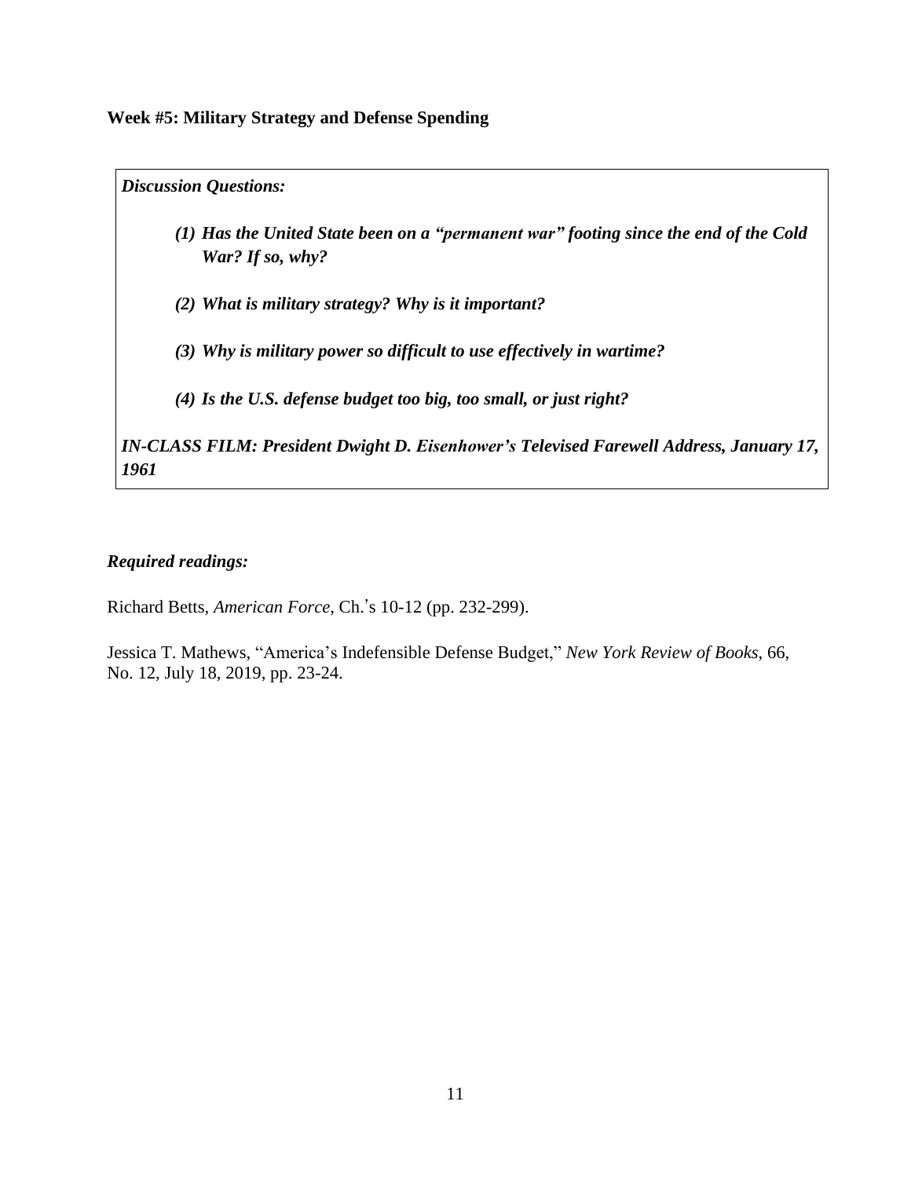**Week #5: Military Strategy and Defense Spending**

***Discussion Questions:***

1. ***Has the United State been on a "permanent war" footing since the end of the Cold War? If so, why?***

2. ***What is military strategy? Why is it important?***

3. ***Why is military power so difficult to use effectively in wartime?***

4. ***Is the U.S. defense budget too big, too small, or just right?***

***IN-CLASS FILM: President Dwight D. Eisenhower's Televised Farewell Address, January 17, 1961***

***Required readings:***

Richard Betts, *American Force*, Ch.'s 10-12 (pp. 232-299).

Jessica T. Mathews, "America's Indefensible Defense Budget," *New York Review of Books*, 66, No. 12, July 18, 2019, pp. 23-24.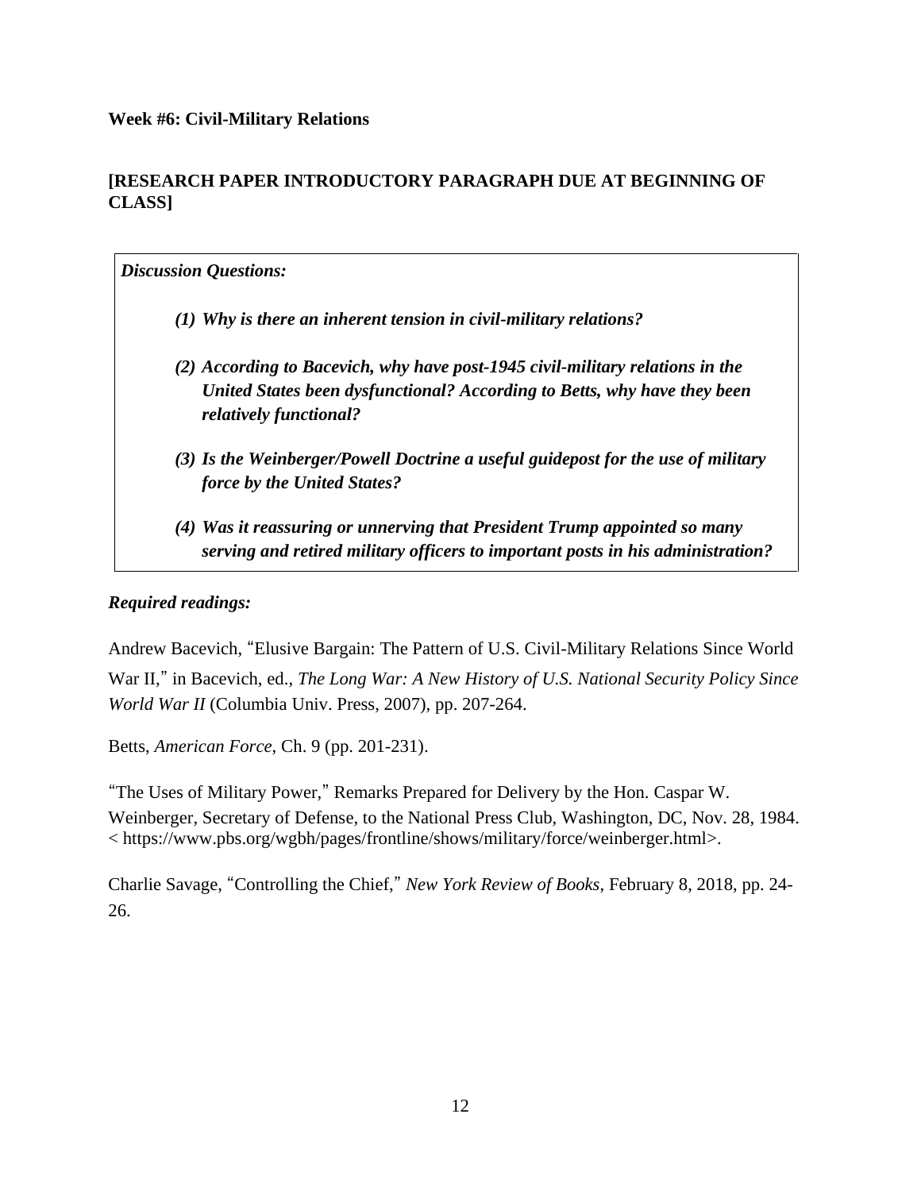**Week #6: Civil-Military Relations**

**[RESEARCH PAPER INTRODUCTORY PARAGRAPH DUE AT BEGINNING OF CLASS]**

***Discussion Questions:***

> ***(1) Why is there an inherent tension in civil-military relations?***
>
> ***(2) According to Bacevich, why have post-1945 civil-military relations in the United States been dysfunctional? According to Betts, why have they been relatively functional?***
>
> ***(3) Is the Weinberger/Powell Doctrine a useful guidepost for the use of military force by the United States?***
>
> ***(4) Was it reassuring or unnerving that President Trump appointed so many serving and retired military officers to important posts in his administration?***

***Required readings:***

Andrew Bacevich, "Elusive Bargain: The Pattern of U.S. Civil-Military Relations Since World War II," in Bacevich, ed., *The Long War: A New History of U.S. National Security Policy Since World War II* (Columbia Univ. Press, 2007), pp. 207-264.

Betts, *American Force*, Ch. 9 (pp. 201-231).

"The Uses of Military Power," Remarks Prepared for Delivery by the Hon. Caspar W. Weinberger, Secretary of Defense, to the National Press Club, Washington, DC, Nov. 28, 1984. < https://www.pbs.org/wgbh/pages/frontline/shows/military/force/weinberger.html>.

Charlie Savage, "Controlling the Chief," *New York Review of Books*, February 8, 2018, pp. 24-26.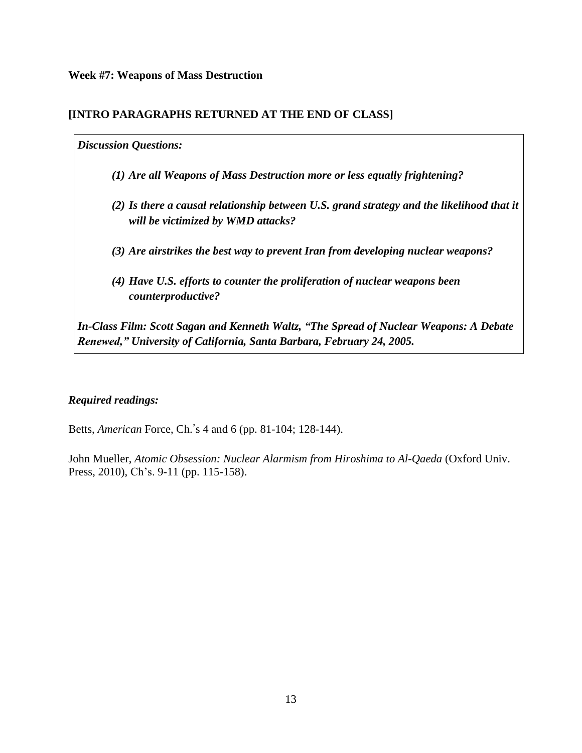**Week #7: Weapons of Mass Destruction**

**[INTRO PARAGRAPHS RETURNED AT THE END OF CLASS]**

***Discussion Questions:***

1. ***Are all Weapons of Mass Destruction more or less equally frightening?***
2. ***Is there a causal relationship between U.S. grand strategy and the likelihood that it will be victimized by WMD attacks?***
3. ***Are airstrikes the best way to prevent Iran from developing nuclear weapons?***
4. ***Have U.S. efforts to counter the proliferation of nuclear weapons been counterproductive?***

***In-Class Film: Scott Sagan and Kenneth Waltz, "The Spread of Nuclear Weapons: A Debate Renewed," University of California, Santa Barbara, February 24, 2005.***

***Required readings:***

Betts, *American* Force, Ch.'s 4 and 6 (pp. 81-104; 128-144).

John Mueller, *Atomic Obsession: Nuclear Alarmism from Hiroshima to Al-Qaeda* (Oxford Univ. Press, 2010), Ch's. 9-11 (pp. 115-158).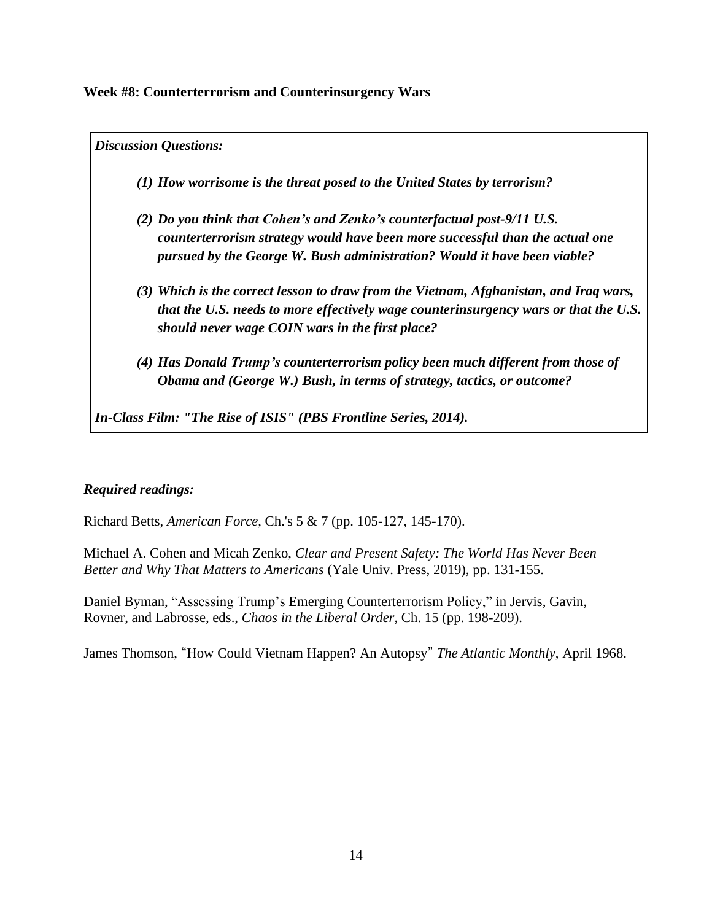**Week #8: Counterterrorism and Counterinsurgency Wars**

***Discussion Questions:***

1. ***How worrisome is the threat posed to the United States by terrorism?***
2. ***Do you think that Cohen's and Zenko's counterfactual post-9/11 U.S. counterterrorism strategy would have been more successful than the actual one pursued by the George W. Bush administration? Would it have been viable?***
3. ***Which is the correct lesson to draw from the Vietnam, Afghanistan, and Iraq wars, that the U.S. needs to more effectively wage counterinsurgency wars or that the U.S. should never wage COIN wars in the first place?***
4. ***Has Donald Trump's counterterrorism policy been much different from those of Obama and (George W.) Bush, in terms of strategy, tactics, or outcome?***

***In-Class Film: "The Rise of ISIS" (PBS Frontline Series, 2014).***

***Required readings:***

Richard Betts, *American Force*, Ch.'s 5 & 7 (pp. 105-127, 145-170).

Michael A. Cohen and Micah Zenko, *Clear and Present Safety: The World Has Never Been Better and Why That Matters to Americans* (Yale Univ. Press, 2019), pp. 131-155.

Daniel Byman, "Assessing Trump's Emerging Counterterrorism Policy," in Jervis, Gavin, Rovner, and Labrosse, eds., *Chaos in the Liberal Order*, Ch. 15 (pp. 198-209).

James Thomson, "How Could Vietnam Happen? An Autopsy" *The Atlantic Monthly*, April 1968.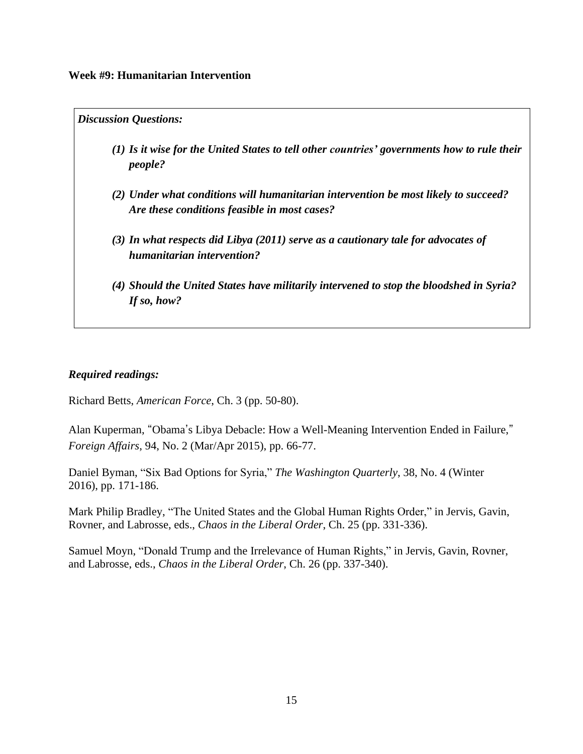**Week #9: Humanitarian Intervention**

***Discussion Questions:***

1. ***Is it wise for the United States to tell other countries' governments how to rule their people?***
2. ***Under what conditions will humanitarian intervention be most likely to succeed? Are these conditions feasible in most cases?***
3. ***In what respects did Libya (2011) serve as a cautionary tale for advocates of humanitarian intervention?***
4. ***Should the United States have militarily intervened to stop the bloodshed in Syria? If so, how?***

***Required readings:***

Richard Betts, *American Force*, Ch. 3 (pp. 50-80).

Alan Kuperman, "Obama's Libya Debacle: How a Well-Meaning Intervention Ended in Failure," *Foreign Affairs*, 94, No. 2 (Mar/Apr 2015), pp. 66-77.

Daniel Byman, "Six Bad Options for Syria," *The Washington Quarterly*, 38, No. 4 (Winter 2016), pp. 171-186.

Mark Philip Bradley, "The United States and the Global Human Rights Order," in Jervis, Gavin, Rovner, and Labrosse, eds., *Chaos in the Liberal Order*, Ch. 25 (pp. 331-336).

Samuel Moyn, "Donald Trump and the Irrelevance of Human Rights," in Jervis, Gavin, Rovner, and Labrosse, eds., *Chaos in the Liberal Order*, Ch. 26 (pp. 337-340).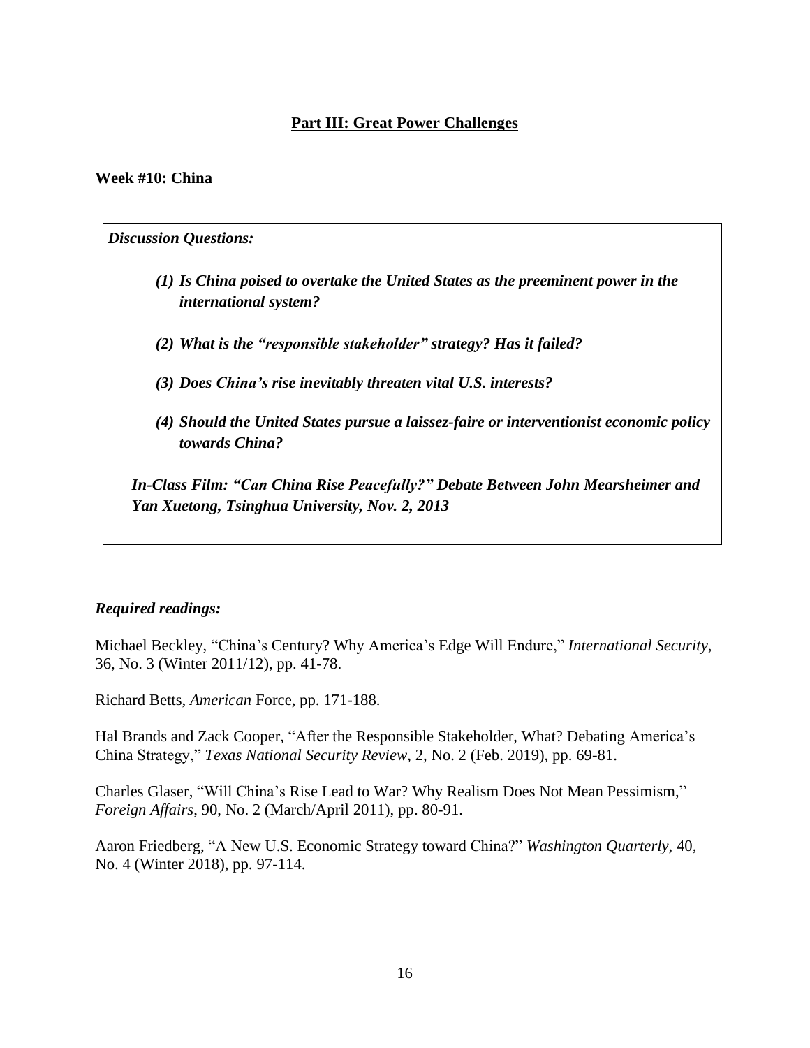## Part III: Great Power Challenges

**Week #10: China**

***Discussion Questions:***

1. ***Is China poised to overtake the United States as the preeminent power in the international system?***
2. ***What is the "responsible stakeholder" strategy? Has it failed?***
3. ***Does China's rise inevitably threaten vital U.S. interests?***
4. ***Should the United States pursue a laissez-faire or interventionist economic policy towards China?***

***In-Class Film: "Can China Rise Peacefully?" Debate Between John Mearsheimer and Yan Xuetong, Tsinghua University, Nov. 2, 2013***

***Required readings:***

Michael Beckley, "China's Century? Why America's Edge Will Endure," *International Security*, 36, No. 3 (Winter 2011/12), pp. 41-78.

Richard Betts, *American* Force, pp. 171-188.

Hal Brands and Zack Cooper, "After the Responsible Stakeholder, What? Debating America's China Strategy," *Texas National Security Review*, 2, No. 2 (Feb. 2019), pp. 69-81.

Charles Glaser, "Will China's Rise Lead to War? Why Realism Does Not Mean Pessimism," *Foreign Affairs*, 90, No. 2 (March/April 2011), pp. 80-91.

Aaron Friedberg, "A New U.S. Economic Strategy toward China?" *Washington Quarterly*, 40, No. 4 (Winter 2018), pp. 97-114.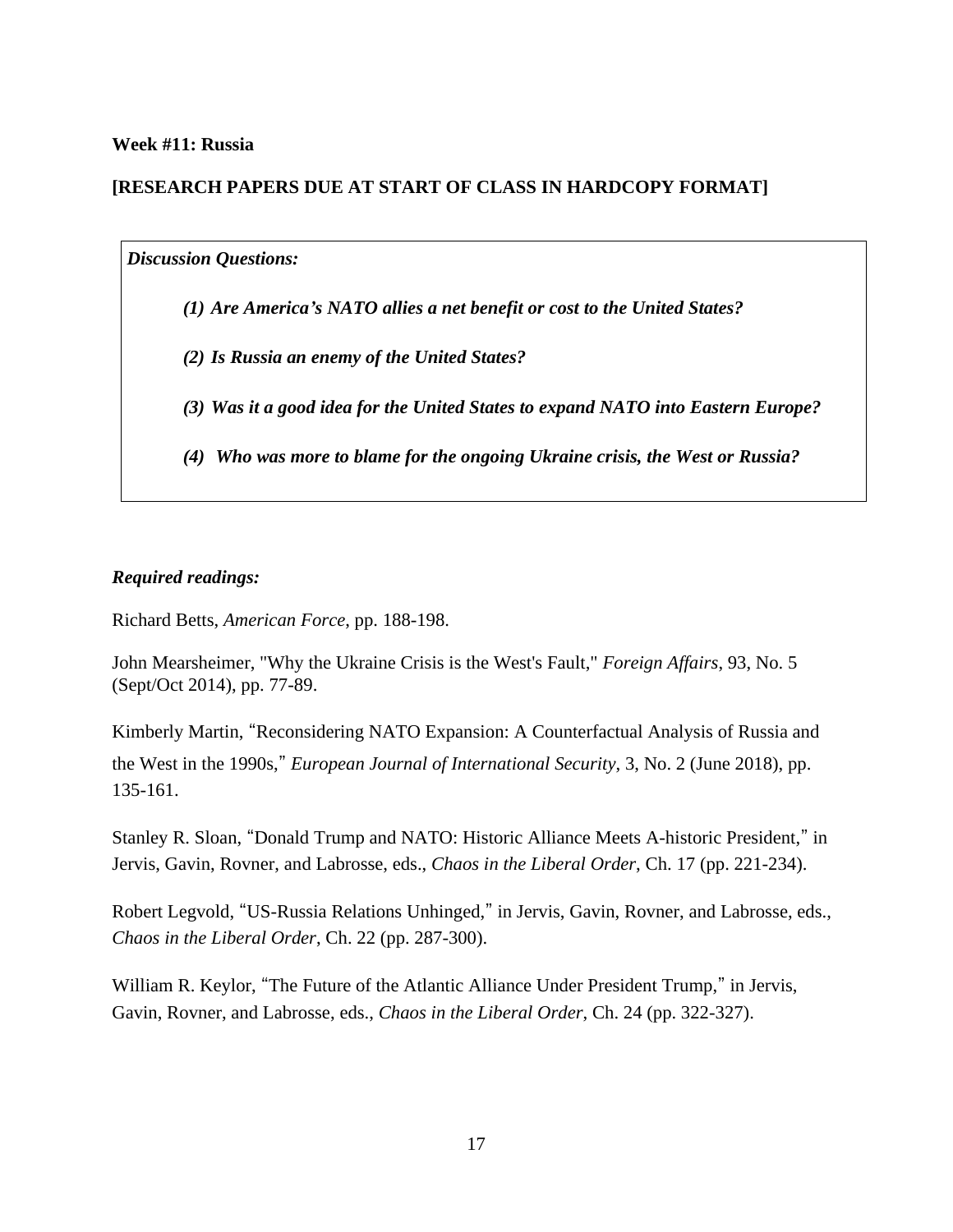**Week #11: Russia**

**[RESEARCH PAPERS DUE AT START OF CLASS IN HARDCOPY FORMAT]**

***Discussion Questions:***

***(1) Are America's NATO allies a net benefit or cost to the United States?***

***(2) Is Russia an enemy of the United States?***

***(3) Was it a good idea for the United States to expand NATO into Eastern Europe?***

***(4) Who was more to blame for the ongoing Ukraine crisis, the West or Russia?***

***Required readings:***

Richard Betts, *American Force*, pp. 188-198.

John Mearsheimer, "Why the Ukraine Crisis is the West's Fault," *Foreign Affairs*, 93, No. 5 (Sept/Oct 2014), pp. 77-89.

Kimberly Martin, "Reconsidering NATO Expansion: A Counterfactual Analysis of Russia and the West in the 1990s," *European Journal of International Security*, 3, No. 2 (June 2018), pp. 135-161.

Stanley R. Sloan, "Donald Trump and NATO: Historic Alliance Meets A-historic President," in Jervis, Gavin, Rovner, and Labrosse, eds., *Chaos in the Liberal Order*, Ch. 17 (pp. 221-234).

Robert Legvold, "US-Russia Relations Unhinged," in Jervis, Gavin, Rovner, and Labrosse, eds., *Chaos in the Liberal Order*, Ch. 22 (pp. 287-300).

William R. Keylor, "The Future of the Atlantic Alliance Under President Trump," in Jervis, Gavin, Rovner, and Labrosse, eds., *Chaos in the Liberal Order*, Ch. 24 (pp. 322-327).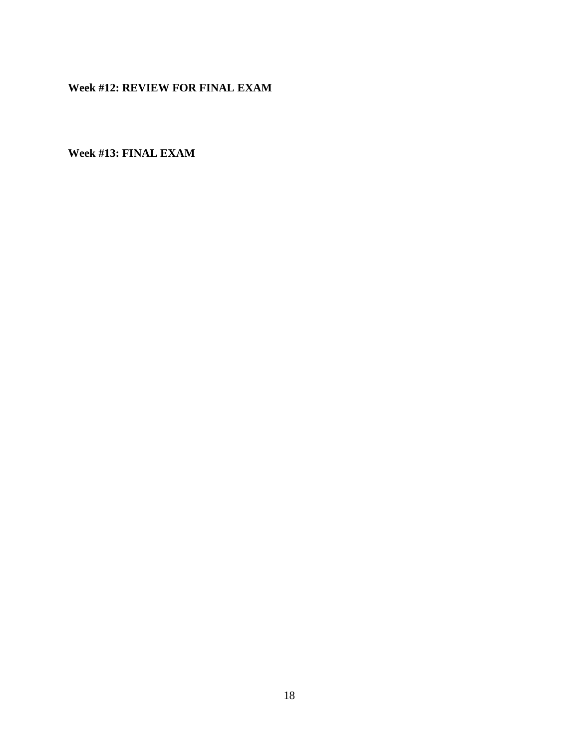**Week #12: REVIEW FOR FINAL EXAM**

**Week #13: FINAL EXAM**